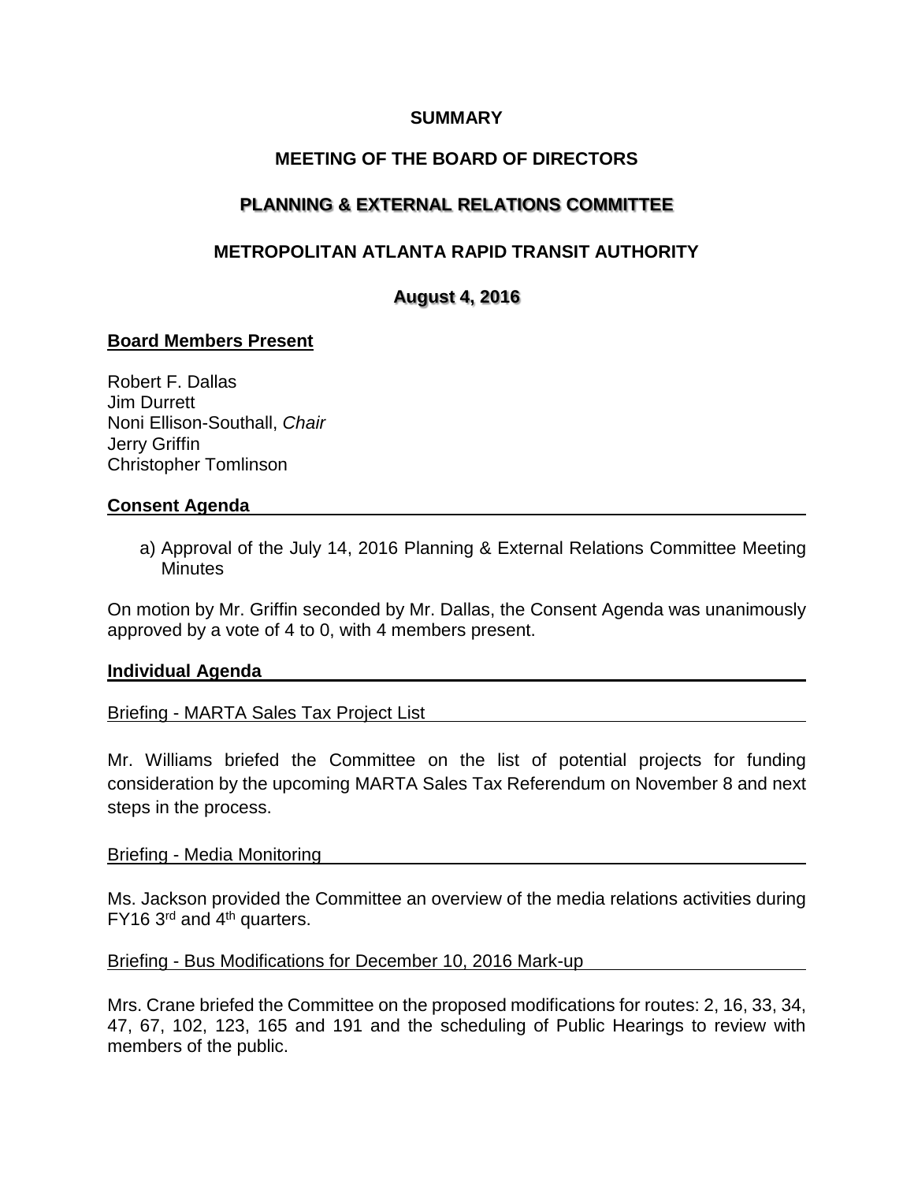**SUMMARY**

**MEETING OF THE BOARD OF DIRECTORS**

**PLANNING & EXTERNAL RELATIONS COMMITTEE**

**METROPOLITAN ATLANTA RAPID TRANSIT AUTHORITY**

**August 4, 2016**

## Board Members Present

Robert F. Dallas
Jim Durrett
Noni Ellison-Southall, *Chair*
Jerry Griffin
Christopher Tomlinson

## Consent Agenda

a) Approval of the July 14, 2016 Planning & External Relations Committee Meeting Minutes

On motion by Mr. Griffin seconded by Mr. Dallas, the Consent Agenda was unanimously approved by a vote of 4 to 0, with 4 members present.

## Individual Agenda

### Briefing - MARTA Sales Tax Project List

Mr. Williams briefed the Committee on the list of potential projects for funding consideration by the upcoming MARTA Sales Tax Referendum on November 8 and next steps in the process.

### Briefing - Media Monitoring

Ms. Jackson provided the Committee an overview of the media relations activities during FY16 3rd and 4th quarters.

### Briefing - Bus Modifications for December 10, 2016 Mark-up

Mrs. Crane briefed the Committee on the proposed modifications for routes: 2, 16, 33, 34, 47, 67, 102, 123, 165 and 191 and the scheduling of Public Hearings to review with members of the public.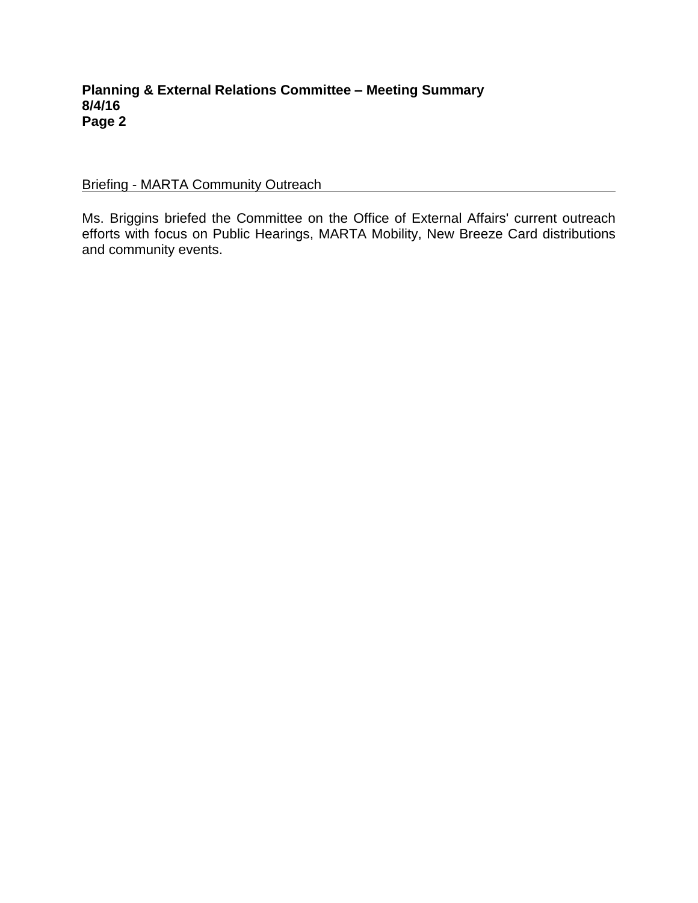Briefing - MARTA Community Outreach

Ms. Briggins briefed the Committee on the Office of External Affairs' current outreach efforts with focus on Public Hearings, MARTA Mobility, New Breeze Card distributions and community events.